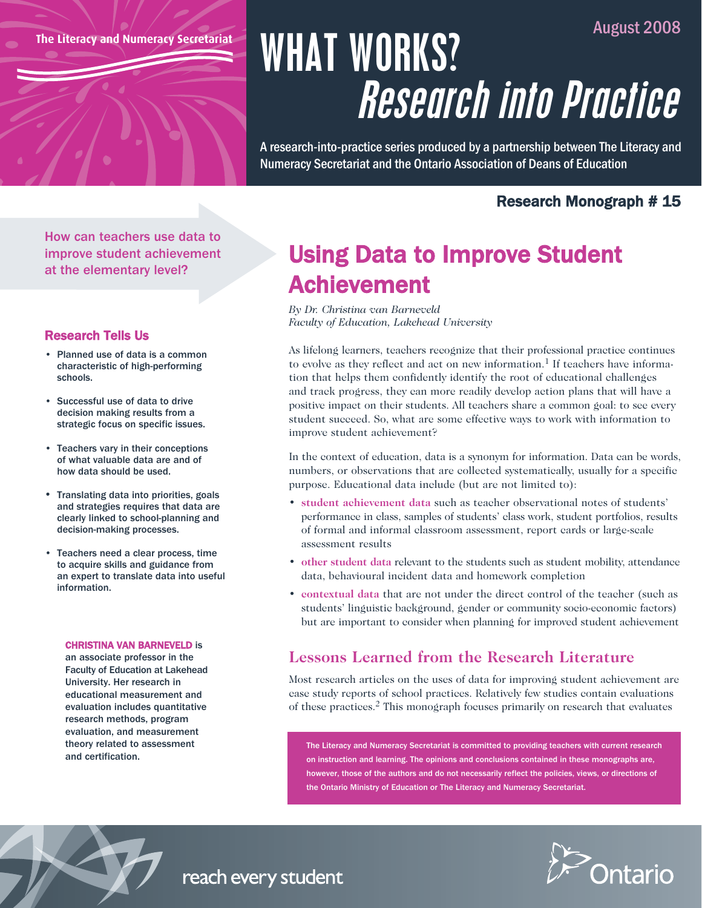The Literacy and Numeracy Secretariat

August 2008

# WHAT WORKS? *Research into Practice*

A research-into-practice series produced by a partnership between The Literacy and Numeracy Secretariat and the Ontario Association of Deans of Education

**Research Monograph # 15**

How can teachers use data to improve student achievement at the elementary level?

### Research Tells Us

- Planned use of data is a common characteristic of high-performing schools.
- Successful use of data to drive decision making results from a strategic focus on specific issues.
- Teachers vary in their conceptions of what valuable data are and of how data should be used.
- Translating data into priorities, goals and strategies requires that data are clearly linked to school-planning and decision-making processes.
- Teachers need a clear process, time to acquire skills and guidance from an expert to translate data into useful information.

**CHRISTINA VAN BARNEVELD** is an associate professor in the Faculty of Education at Lakehead University. Her research in educational measurement and evaluation includes quantitative research methods, program evaluation, and measurement theory related to assessment and certification.

## Using Data to Improve Student Achievement

*By Dr. Christina van Barneveld*
*Faculty of Education, Lakehead University*

As lifelong learners, teachers recognize that their professional practice continues to evolve as they reflect and act on new information.[1] If teachers have information that helps them confidently identify the root of educational challenges and track progress, they can more readily develop action plans that will have a positive impact on their students. All teachers share a common goal: to see every student succeed. So, what are some effective ways to work with information to improve student achievement?

In the context of education, data is a synonym for information. Data can be words, numbers, or observations that are collected systematically, usually for a specific purpose. Educational data include (but are not limited to):

- **student achievement data** such as teacher observational notes of students' performance in class, samples of students' class work, student portfolios, results of formal and informal classroom assessment, report cards or large-scale assessment results
- **other student data** relevant to the students such as student mobility, attendance data, behavioural incident data and homework completion
- **contextual data** that are not under the direct control of the teacher (such as students' linguistic background, gender or community socio-economic factors) but are important to consider when planning for improved student achievement

### Lessons Learned from the Research Literature

Most research articles on the uses of data for improving student achievement are case study reports of school practices. Relatively few studies contain evaluations of these practices.[2] This monograph focuses primarily on research that evaluates

The Literacy and Numeracy Secretariat is committed to providing teachers with current research on instruction and learning. The opinions and conclusions contained in these monographs are, however, those of the authors and do not necessarily reflect the policies, views, or directions of the Ontario Ministry of Education or The Literacy and Numeracy Secretariat.

reach every student

Ontario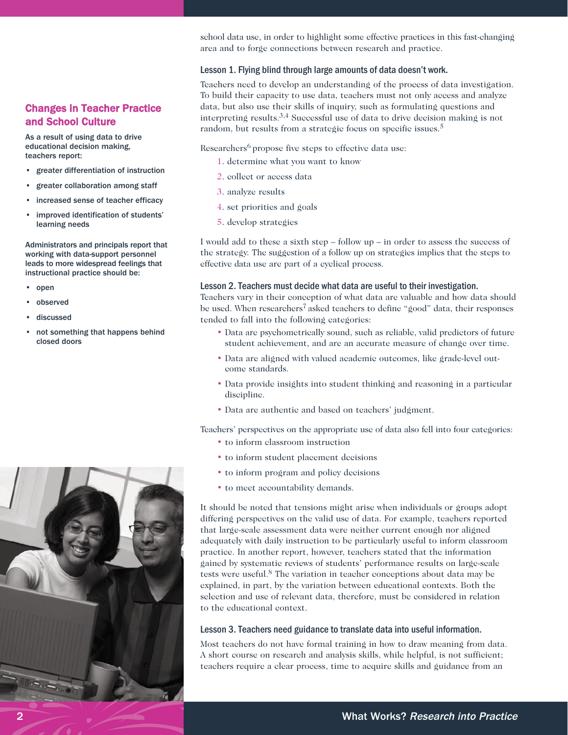school data use, in order to highlight some effective practices in this fast-changing area and to forge connections between research and practice.

### Lesson 1. Flying blind through large amounts of data doesn't work.

Teachers need to develop an understanding of the process of data investigation. To build their capacity to use data, teachers must not only access and analyze data, but also use their skills of inquiry, such as formulating questions and interpreting results.[3,4] Successful use of data to drive decision making is not random, but results from a strategic focus on specific issues.[5]

Researchers[6] propose five steps to effective data use:

1. determine what you want to know
2. collect or access data
3. analyze results
4. set priorities and goals
5. develop strategies

I would add to these a sixth step – follow up – in order to assess the success of the strategy. The suggestion of a follow up on strategies implies that the steps to effective data use are part of a cyclical process.

### Lesson 2. Teachers must decide what data are useful to their investigation.

Teachers vary in their conception of what data are valuable and how data should be used. When researchers[7] asked teachers to define "good" data, their responses tended to fall into the following categories:

- Data are psychometrically sound, such as reliable, valid predictors of future student achievement, and are an accurate measure of change over time.
- Data are aligned with valued academic outcomes, like grade-level outcome standards.
- Data provide insights into student thinking and reasoning in a particular discipline.
- Data are authentic and based on teachers' judgment.

Teachers' perspectives on the appropriate use of data also fell into four categories:

- to inform classroom instruction
- to inform student placement decisions
- to inform program and policy decisions
- to meet accountability demands.

It should be noted that tensions might arise when individuals or groups adopt differing perspectives on the valid use of data. For example, teachers reported that large-scale assessment data were neither current enough nor aligned adequately with daily instruction to be particularly useful to inform classroom practice. In another report, however, teachers stated that the information gained by systematic reviews of students' performance results on large-scale tests were useful.[8] The variation in teacher conceptions about data may be explained, in part, by the variation between educational contexts. Both the selection and use of relevant data, therefore, must be considered in relation to the educational context.

### Lesson 3. Teachers need guidance to translate data into useful information.

Most teachers do not have formal training in how to draw meaning from data. A short course on research and analysis skills, while helpful, is not sufficient; teachers require a clear process, time to acquire skills and guidance from an

## Changes in Teacher Practice and School Culture

**As a result of using data to drive educational decision making, teachers report:**

- **greater differentiation of instruction**
- **greater collaboration among staff**
- **increased sense of teacher efficacy**
- **improved identification of students' learning needs**

**Administrators and principals report that working with data-support personnel leads to more widespread feelings that instructional practice should be:**

- **open**
- **observed**
- **discussed**
- **not something that happens behind closed doors**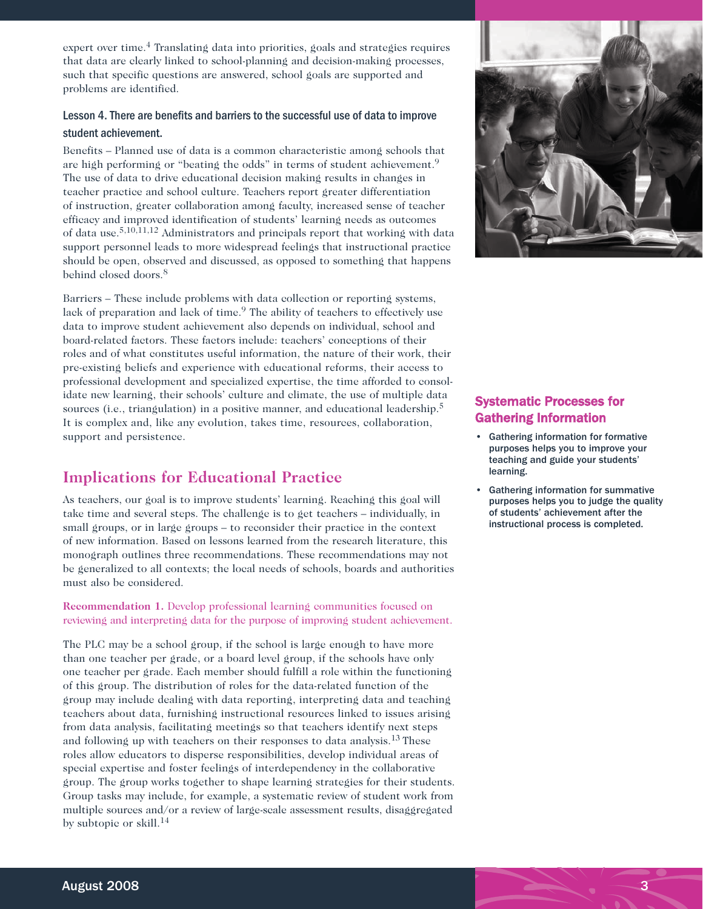expert over time.[4] Translating data into priorities, goals and strategies requires that data are clearly linked to school-planning and decision-making processes, such that specific questions are answered, school goals are supported and problems are identified.

### Lesson 4. There are benefits and barriers to the successful use of data to improve student achievement.

Benefits – Planned use of data is a common characteristic among schools that are high performing or "beating the odds" in terms of student achievement.[9] The use of data to drive educational decision making results in changes in teacher practice and school culture. Teachers report greater differentiation of instruction, greater collaboration among faculty, increased sense of teacher efficacy and improved identification of students' learning needs as outcomes of data use.[5,10,11,12] Administrators and principals report that working with data support personnel leads to more widespread feelings that instructional practice should be open, observed and discussed, as opposed to something that happens behind closed doors.[8]

Barriers – These include problems with data collection or reporting systems, lack of preparation and lack of time.[9] The ability of teachers to effectively use data to improve student achievement also depends on individual, school and board-related factors. These factors include: teachers' conceptions of their roles and of what constitutes useful information, the nature of their work, their pre-existing beliefs and experience with educational reforms, their access to professional development and specialized expertise, the time afforded to consolidate new learning, their schools' culture and climate, the use of multiple data sources (i.e., triangulation) in a positive manner, and educational leadership.[5] It is complex and, like any evolution, takes time, resources, collaboration, support and persistence.

## Implications for Educational Practice

As teachers, our goal is to improve students' learning. Reaching this goal will take time and several steps. The challenge is to get teachers – individually, in small groups, or in large groups – to reconsider their practice in the context of new information. Based on lessons learned from the research literature, this monograph outlines three recommendations. These recommendations may not be generalized to all contexts; the local needs of schools, boards and authorities must also be considered.

**Recommendation 1.** Develop professional learning communities focused on reviewing and interpreting data for the purpose of improving student achievement.

The PLC may be a school group, if the school is large enough to have more than one teacher per grade, or a board level group, if the schools have only one teacher per grade. Each member should fulfill a role within the functioning of this group. The distribution of roles for the data-related function of the group may include dealing with data reporting, interpreting data and teaching teachers about data, furnishing instructional resources linked to issues arising from data analysis, facilitating meetings so that teachers identify next steps and following up with teachers on their responses to data analysis.[13] These roles allow educators to disperse responsibilities, develop individual areas of special expertise and foster feelings of interdependency in the collaborative group. The group works together to shape learning strategies for their students. Group tasks may include, for example, a systematic review of student work from multiple sources and/or a review of large-scale assessment results, disaggregated by subtopic or skill.[14]

### Systematic Processes for Gathering Information

- **Gathering information for formative purposes helps you to improve your teaching and guide your students' learning.**
- **Gathering information for summative purposes helps you to judge the quality of students' achievement after the instructional process is completed.**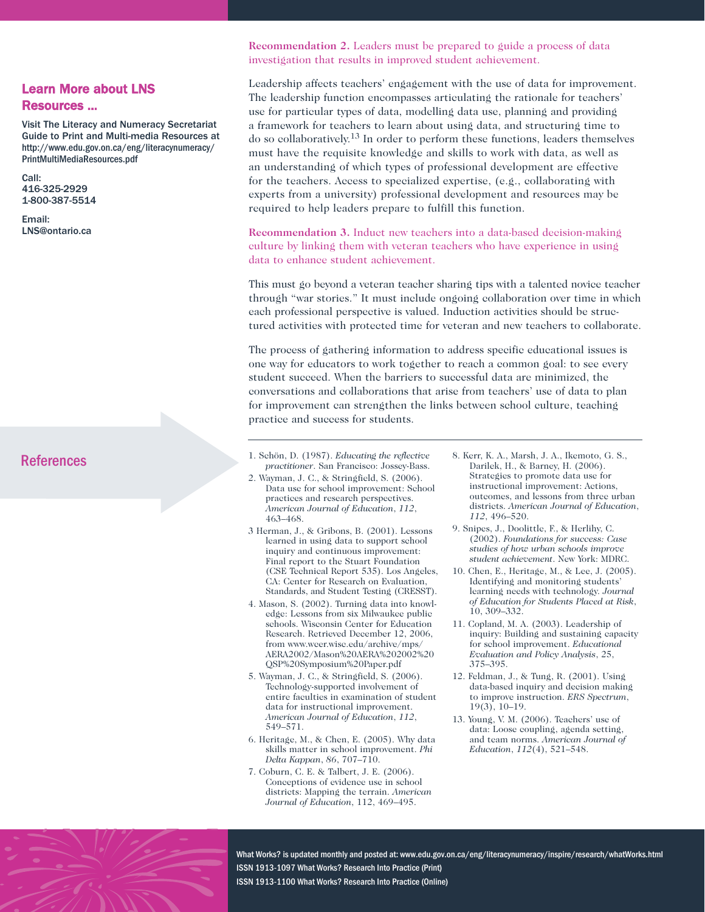## Learn More about LNS Resources ...

Visit The Literacy and Numeracy Secretariat Guide to Print and Multi-media Resources at http://www.edu.gov.on.ca/eng/literacynumeracy/PrintMultiMediaResources.pdf

Call:
416-325-2929
1-800-387-5514

Email:
LNS@ontario.ca

**Recommendation 2.** Leaders must be prepared to guide a process of data investigation that results in improved student achievement.

Leadership affects teachers' engagement with the use of data for improvement. The leadership function encompasses articulating the rationale for teachers' use for particular types of data, modelling data use, planning and providing a framework for teachers to learn about using data, and structuring time to do so collaboratively.[13] In order to perform these functions, leaders themselves must have the requisite knowledge and skills to work with data, as well as an understanding of which types of professional development are effective for the teachers. Access to specialized expertise, (e.g., collaborating with experts from a university) professional development and resources may be required to help leaders prepare to fulfill this function.

**Recommendation 3.** Induct new teachers into a data-based decision-making culture by linking them with veteran teachers who have experience in using data to enhance student achievement.

This must go beyond a veteran teacher sharing tips with a talented novice teacher through "war stories." It must include ongoing collaboration over time in which each professional perspective is valued. Induction activities should be structured activities with protected time for veteran and new teachers to collaborate.

The process of gathering information to address specific educational issues is one way for educators to work together to reach a common goal: to see every student succeed. When the barriers to successful data are minimized, the conversations and collaborations that arise from teachers' use of data to plan for improvement can strengthen the links between school culture, teaching practice and success for students.

## References

1. Schön, D. (1987). *Educating the reflective practitioner*. San Francisco: Jossey-Bass.
2. Wayman, J. C., & Stringfield, S. (2006). Data use for school improvement: School practices and research perspectives. *American Journal of Education*, *112*, 463–468.
3. Herman, J., & Gribons, B. (2001). Lessons learned in using data to support school inquiry and continuous improvement: Final report to the Stuart Foundation (CSE Technical Report 535). Los Angeles, CA: Center for Research on Evaluation, Standards, and Student Testing (CRESST).
4. Mason, S. (2002). Turning data into knowledge: Lessons from six Milwaukee public schools. Wisconsin Center for Education Research. Retrieved December 12, 2006, from www.wcer.wisc.edu/archive/mps/AERA2002/Mason%20AERA%202002%20QSP%20Symposium%20Paper.pdf
5. Wayman, J. C., & Stringfield, S. (2006). Technology-supported involvement of entire faculties in examination of student data for instructional improvement. *American Journal of Education*, *112*, 549–571.
6. Heritage, M., & Chen, E. (2005). Why data skills matter in school improvement. *Phi Delta Kappan*, *86*, 707–710.
7. Coburn, C. E. & Talbert, J. E. (2006). Conceptions of evidence use in school districts: Mapping the terrain. *American Journal of Education*, 112, 469–495.
8. Kerr, K. A., Marsh, J. A., Ikemoto, G. S., Darilek, H., & Barney, H. (2006). Strategies to promote data use for instructional improvement: Actions, outcomes, and lessons from three urban districts. *American Journal of Education*, *112*, 496–520.
9. Snipes, J., Doolittle, F., & Herlihy, C. (2002). *Foundations for success: Case studies of how urban schools improve student achievement*. New York: MDRC.
10. Chen, E., Heritage, M., & Lee, J. (2005). Identifying and monitoring students' learning needs with technology. *Journal of Education for Students Placed at Risk*, 10, 309–332.
11. Copland, M. A. (2003). Leadership of inquiry: Building and sustaining capacity for school improvement. *Educational Evaluation and Policy Analysis*, 25, 375–395.
12. Feldman, J., & Tung, R. (2001). Using data-based inquiry and decision making to improve instruction. *ERS Spectrum*, 19(3), 10–19.
13. Young, V. M. (2006). Teachers' use of data: Loose coupling, agenda setting, and team norms. *American Journal of Education*, *112*(4), 521–548.

What Works? is updated monthly and posted at: www.edu.gov.on.ca/eng/literacynumeracy/inspire/research/whatWorks.html
ISSN 1913-1097 What Works? Research Into Practice (Print)
ISSN 1913-1100 What Works? Research Into Practice (Online)